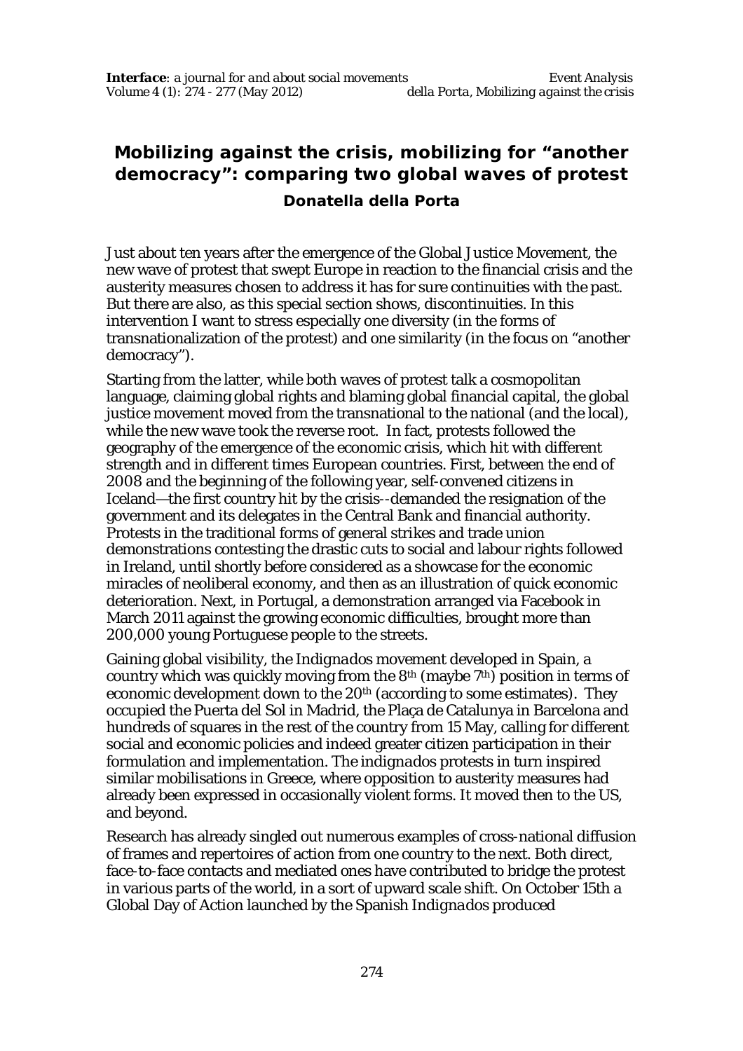# Mobilizing against the crisis, mobilizing for "another democracy": comparing two global waves of protest

**Donatella della Porta**

Just about ten years after the emergence of the Global Justice Movement, the new wave of protest that swept Europe in reaction to the financial crisis and the austerity measures chosen to address it has for sure continuities with the past. But there are also, as this special section shows, discontinuities. In this intervention I want to stress especially one diversity (in the forms of transnationalization of the protest) and one similarity (in the focus on "another democracy").

Starting from the latter, while both waves of protest talk a cosmopolitan language, claiming global rights and blaming global financial capital, the global justice movement moved from the transnational to the national (and the local), while the new wave took the reverse root. In fact, protests followed the geography of the emergence of the economic crisis, which hit with different strength and in different times European countries. First, between the end of 2008 and the beginning of the following year, self-convened citizens in Iceland—the first country hit by the crisis--demanded the resignation of the government and its delegates in the Central Bank and financial authority. Protests in the traditional forms of general strikes and trade union demonstrations contesting the drastic cuts to social and labour rights followed in Ireland, until shortly before considered as a showcase for the economic miracles of neoliberal economy, and then as an illustration of quick economic deterioration. Next, in Portugal, a demonstration arranged via Facebook in March 2011 against the growing economic difficulties, brought more than 200,000 young Portuguese people to the streets.

Gaining global visibility, the *Indignados* movement developed in Spain, a country which was quickly moving from the 8th (maybe 7th) position in terms of economic development down to the 20th (according to some estimates). They occupied the Puerta del Sol in Madrid, the Plaça de Catalunya in Barcelona and hundreds of squares in the rest of the country from 15 May, calling for different social and economic policies and indeed greater citizen participation in their formulation and implementation. The *indignados* protests in turn inspired similar mobilisations in Greece, where opposition to austerity measures had already been expressed in occasionally violent forms. It moved then to the US, and beyond.

Research has already singled out numerous examples of cross-national diffusion of frames and repertoires of action from one country to the next. Both direct, face-to-face contacts and mediated ones have contributed to bridge the protest in various parts of the world, in a sort of upward scale shift. On October 15th a Global Day of Action launched by the Spanish *Indignados* produced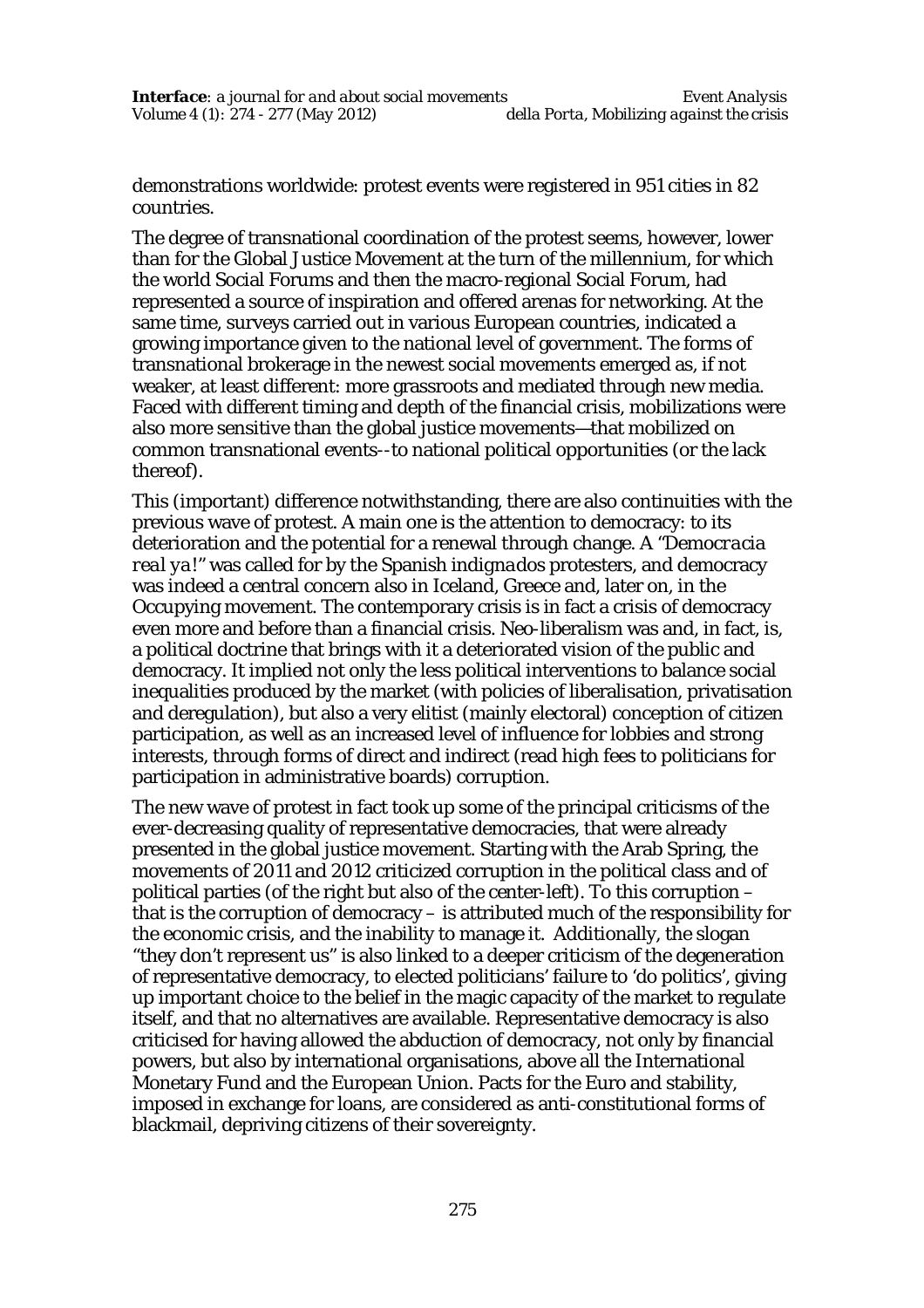demonstrations worldwide: protest events were registered in 951 cities in 82 countries.

The degree of transnational coordination of the protest seems, however, lower than for the Global Justice Movement at the turn of the millennium, for which the world Social Forums and then the macro-regional Social Forum, had represented a source of inspiration and offered arenas for networking. At the same time, surveys carried out in various European countries, indicated a growing importance given to the national level of government. The forms of transnational brokerage in the newest social movements emerged as, if not weaker, at least different: more grassroots and mediated through new media. Faced with different timing and depth of the financial crisis, mobilizations were also more sensitive than the global justice movements—that mobilized on common transnational events--to national political opportunities (or the lack thereof).

This (important) difference notwithstanding, there are also continuities with the previous wave of protest. A main one is the attention to democracy: to its deterioration and the potential for a renewal through change. A "*Democracia real ya!*" was called for by the Spanish *indignados* protesters, and democracy was indeed a central concern also in Iceland, Greece and, later on, in the Occupying movement. The contemporary crisis is in fact a crisis of democracy even more and before than a financial crisis. Neo-liberalism was and, in fact, is, a political doctrine that brings with it a deteriorated vision of the public and democracy. It implied not only the less political interventions to balance social inequalities produced by the market (with policies of liberalisation, privatisation and deregulation), but also a very elitist (mainly electoral) conception of citizen participation, as well as an increased level of influence for lobbies and strong interests, through forms of direct and indirect (read high fees to politicians for participation in administrative boards) corruption.

The new wave of protest in fact took up some of the principal criticisms of the ever-decreasing quality of representative democracies, that were already presented in the global justice movement. Starting with the Arab Spring, the movements of 2011 and 2012 criticized corruption in the political class and of political parties (of the right but also of the center-left). To this corruption – that is the corruption of democracy – is attributed much of the responsibility for the economic crisis, and the inability to manage it. Additionally, the slogan "they don't represent us" is also linked to a deeper criticism of the degeneration of representative democracy, to elected politicians' failure to 'do politics', giving up important choice to the belief in the magic capacity of the market to regulate itself, and that no alternatives are available. Representative democracy is also criticised for having allowed the abduction of democracy, not only by financial powers, but also by international organisations, above all the International Monetary Fund and the European Union. Pacts for the Euro and stability, imposed in exchange for loans, are considered as anti-constitutional forms of blackmail, depriving citizens of their sovereignty.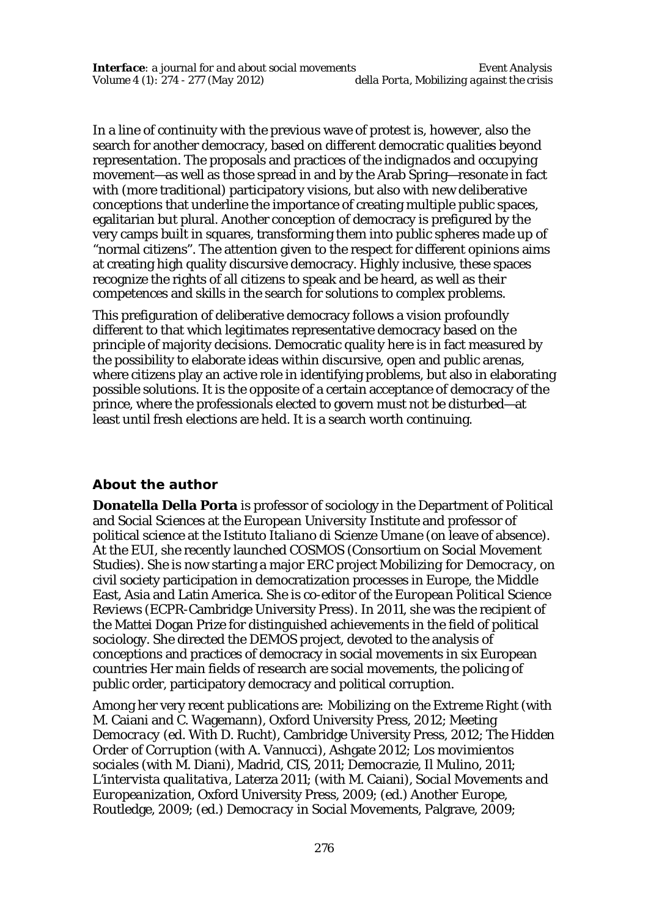In a line of continuity with the previous wave of protest is, however, also the search for another democracy, based on different democratic qualities beyond representation. The proposals and practices of the *indignados* and occupying movement—as well as those spread in and by the Arab Spring—resonate in fact with (more traditional) participatory visions, but also with new deliberative conceptions that underline the importance of creating multiple public spaces, egalitarian but plural. Another conception of democracy is prefigured by the very camps built in squares, transforming them into public spheres made up of "normal citizens". The attention given to the respect for different opinions aims at creating high quality discursive democracy. Highly inclusive, these spaces recognize the rights of all citizens to speak and be heard, as well as their competences and skills in the search for solutions to complex problems.

This prefiguration of deliberative democracy follows a vision profoundly different to that which legitimates representative democracy based on the principle of majority decisions. Democratic quality here is in fact measured by the possibility to elaborate ideas within discursive, open and public arenas, where citizens play an active role in identifying problems, but also in elaborating possible solutions. It is the opposite of a certain acceptance of democracy of the prince, where the professionals elected to govern must not be disturbed—at least until fresh elections are held. It is a search worth continuing.

## About the author

**Donatella Della Porta** is professor of sociology in the Department of Political and Social Sciences at the *European University Institute* and professor of political science at the *Istituto Italiano di Scienze Umane* (on leave of absence). At the EUI, she recently launched COSMOS (Consortium on Social Movement Studies). She is now starting a major ERC project *Mobilizing for Democracy*, on civil society participation in democratization processes in Europe, the Middle East, Asia and Latin America. She is co-editor of the *European Political Science Reviews* (ECPR-Cambridge University Press). In 2011, she was the recipient of the Mattei Dogan Prize for distinguished achievements in the field of political sociology. She directed the DEMOS project, devoted to the analysis of conceptions and practices of democracy in social movements in six European countries Her main fields of research are social movements, the policing of public order, participatory democracy and political corruption.

Among her very recent publications are: *Mobilizing on the Extreme Right* (with M. Caiani and C. Wagemann), Oxford University Press, 2012; *Meeting Democracy* (ed. With D. Rucht), Cambridge University Press, 2012; *The Hidden Order of Corruption* (with A. Vannucci), Ashgate 2012; *Los movimientos sociales* (with M. Diani), Madrid, CIS, 2011; *Democrazie*, Il Mulino, 2011; *L'intervista qualitativa*, Laterza 2011; (with M. Caiani), *Social Movements and Europeanization*, Oxford University Press, 2009; (ed.) *Another Europe*, Routledge, 2009; (ed.) *Democracy in Social Movements*, Palgrave, 2009;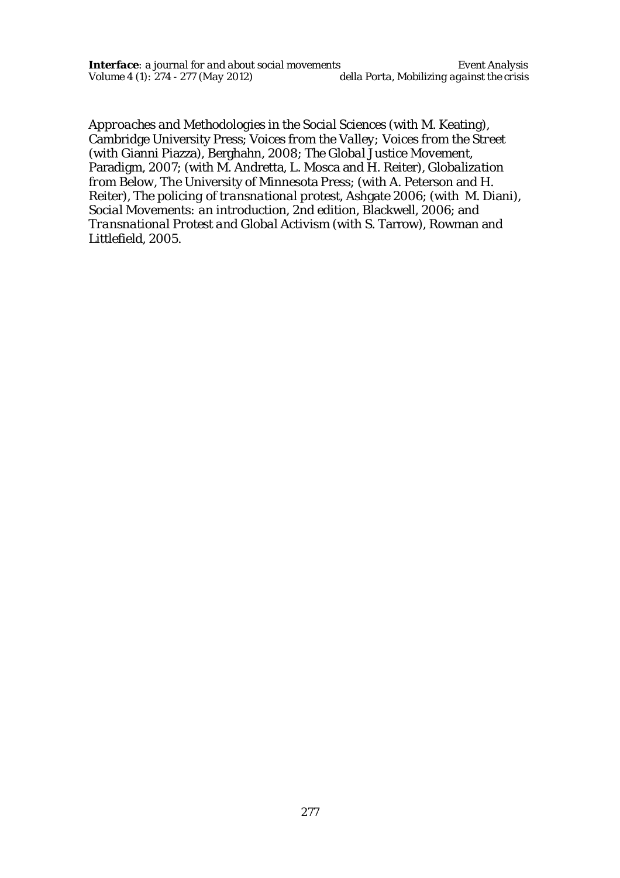*Approaches and Methodologies in the Social Sciences* (with M. Keating), Cambridge University Press; *Voices from the Valley; Voices from the Street* (with Gianni Piazza), Berghahn, 2008; *The Global Justice Movement*, Paradigm, 2007; (with M. Andretta, L. Mosca and H. Reiter), *Globalization from Below*, The University of Minnesota Press; (with A. Peterson and H. Reiter), *The policing of transnational protest*, Ashgate 2006; (with M. Diani), *Social Movements: an introduction*, 2nd edition, Blackwell, 2006; and *Transnational Protest and Global Activism* (with S. Tarrow), Rowman and Littlefield, 2005.